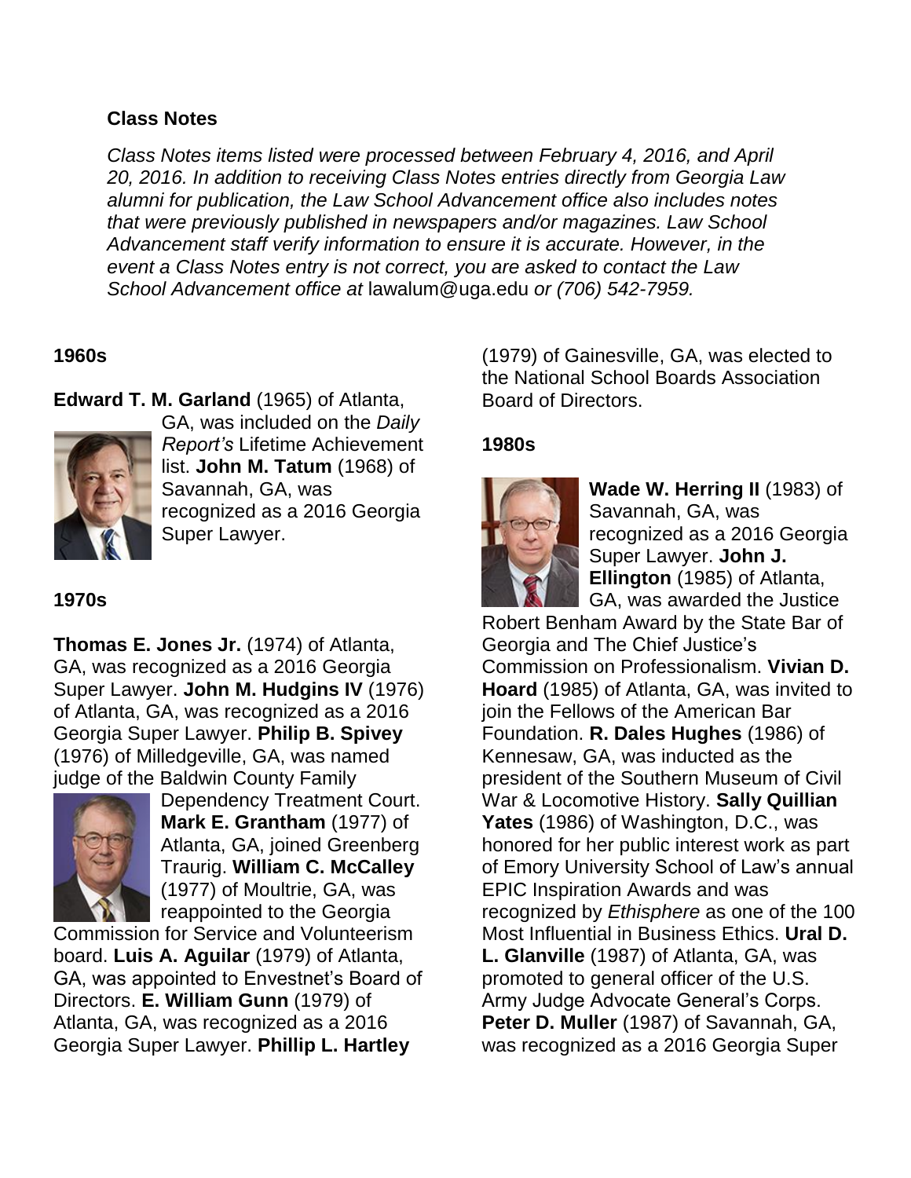**Class Notes**

*Class Notes items listed were processed between February 4, 2016, and April 20, 2016. In addition to receiving Class Notes entries directly from Georgia Law alumni for publication, the Law School Advancement office also includes notes that were previously published in newspapers and/or magazines. Law School Advancement staff verify information to ensure it is accurate. However, in the event a Class Notes entry is not correct, you are asked to contact the Law School Advancement office at* lawalum@uga.edu *or (706) 542-7959.*

**1960s**

**Edward T. M. Garland** (1965) of Atlanta, GA, was included on the *Daily Report's* Lifetime Achievement list. **John M. Tatum** (1968) of Savannah, GA, was recognized as a 2016 Georgia Super Lawyer.

**1970s**

**Thomas E. Jones Jr.** (1974) of Atlanta, GA, was recognized as a 2016 Georgia Super Lawyer. **John M. Hudgins IV** (1976) of Atlanta, GA, was recognized as a 2016 Georgia Super Lawyer. **Philip B. Spivey** (1976) of Milledgeville, GA, was named judge of the Baldwin County Family Dependency Treatment Court. **Mark E. Grantham** (1977) of Atlanta, GA, joined Greenberg Traurig. **William C. McCalley** (1977) of Moultrie, GA, was reappointed to the Georgia Commission for Service and Volunteerism board. **Luis A. Aguilar** (1979) of Atlanta, GA, was appointed to Envestnet's Board of Directors. **E. William Gunn** (1979) of Atlanta, GA, was recognized as a 2016 Georgia Super Lawyer. **Phillip L. Hartley** (1979) of Gainesville, GA, was elected to the National School Boards Association Board of Directors.

**1980s**

**Wade W. Herring II** (1983) of Savannah, GA, was recognized as a 2016 Georgia Super Lawyer. **John J. Ellington** (1985) of Atlanta, GA, was awarded the Justice Robert Benham Award by the State Bar of Georgia and The Chief Justice's Commission on Professionalism. **Vivian D. Hoard** (1985) of Atlanta, GA, was invited to join the Fellows of the American Bar Foundation. **R. Dales Hughes** (1986) of Kennesaw, GA, was inducted as the president of the Southern Museum of Civil War & Locomotive History. **Sally Quillian Yates** (1986) of Washington, D.C., was honored for her public interest work as part of Emory University School of Law's annual EPIC Inspiration Awards and was recognized by *Ethisphere* as one of the 100 Most Influential in Business Ethics. **Ural D. L. Glanville** (1987) of Atlanta, GA, was promoted to general officer of the U.S. Army Judge Advocate General's Corps. **Peter D. Muller** (1987) of Savannah, GA, was recognized as a 2016 Georgia Super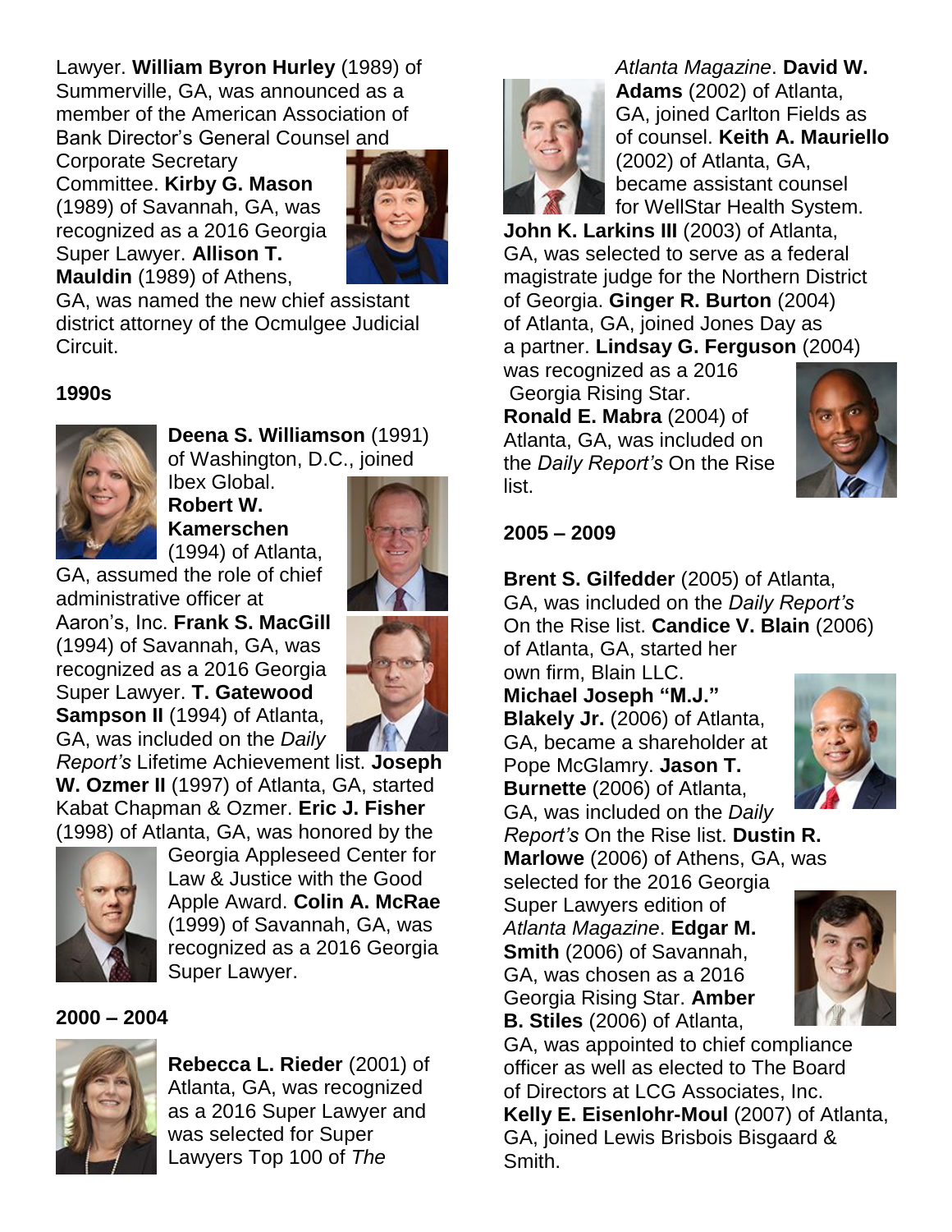Lawyer. **William Byron Hurley** (1989) of Summerville, GA, was announced as a member of the American Association of Bank Director's General Counsel and Corporate Secretary Committee. **Kirby G. Mason** (1989) of Savannah, GA, was recognized as a 2016 Georgia Super Lawyer. **Allison T. Mauldin** (1989) of Athens, GA, was named the new chief assistant district attorney of the Ocmulgee Judicial Circuit.

**1990s**

**Deena S. Williamson** (1991) of Washington, D.C., joined Ibex Global. **Robert W. Kamerschen** (1994) of Atlanta, GA, assumed the role of chief administrative officer at Aaron's, Inc. **Frank S. MacGill** (1994) of Savannah, GA, was recognized as a 2016 Georgia Super Lawyer. **T. Gatewood Sampson II** (1994) of Atlanta, GA, was included on the *Daily Report's* Lifetime Achievement list. **Joseph W. Ozmer II** (1997) of Atlanta, GA, started Kabat Chapman & Ozmer. **Eric J. Fisher** (1998) of Atlanta, GA, was honored by the Georgia Appleseed Center for Law & Justice with the Good Apple Award. **Colin A. McRae** (1999) of Savannah, GA, was recognized as a 2016 Georgia Super Lawyer.

**2000 – 2004**

**Rebecca L. Rieder** (2001) of Atlanta, GA, was recognized as a 2016 Super Lawyer and was selected for Super Lawyers Top 100 of *The Atlanta Magazine*. **David W. Adams** (2002) of Atlanta, GA, joined Carlton Fields as of counsel. **Keith A. Mauriello** (2002) of Atlanta, GA, became assistant counsel for WellStar Health System. **John K. Larkins III** (2003) of Atlanta, GA, was selected to serve as a federal magistrate judge for the Northern District of Georgia. **Ginger R. Burton** (2004) of Atlanta, GA, joined Jones Day as a partner. **Lindsay G. Ferguson** (2004) was recognized as a 2016 Georgia Rising Star. **Ronald E. Mabra** (2004) of Atlanta, GA, was included on the *Daily Report's* On the Rise list.

**2005 – 2009**

**Brent S. Gilfedder** (2005) of Atlanta, GA, was included on the *Daily Report's* On the Rise list. **Candice V. Blain** (2006) of Atlanta, GA, started her own firm, Blain LLC. **Michael Joseph "M.J." Blakely Jr.** (2006) of Atlanta, GA, became a shareholder at Pope McGlamry. **Jason T. Burnette** (2006) of Atlanta, GA, was included on the *Daily Report's* On the Rise list. **Dustin R. Marlowe** (2006) of Athens, GA, was selected for the 2016 Georgia Super Lawyers edition of *Atlanta Magazine*. **Edgar M. Smith** (2006) of Savannah, GA, was chosen as a 2016 Georgia Rising Star. **Amber B. Stiles** (2006) of Atlanta, GA, was appointed to chief compliance officer as well as elected to The Board of Directors at LCG Associates, Inc. **Kelly E. Eisenlohr-Moul** (2007) of Atlanta, GA, joined Lewis Brisbois Bisgaard & Smith.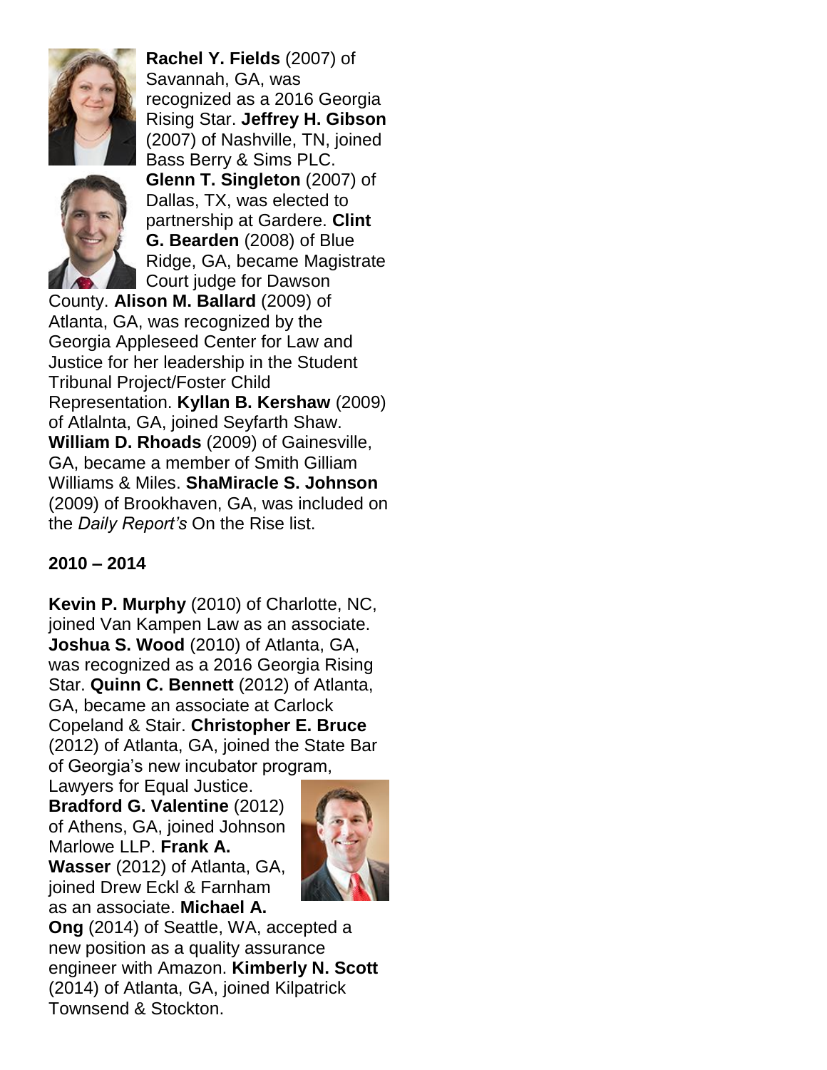**Rachel Y. Fields** (2007) of Savannah, GA, was recognized as a 2016 Georgia Rising Star. **Jeffrey H. Gibson** (2007) of Nashville, TN, joined Bass Berry & Sims PLC. **Glenn T. Singleton** (2007) of Dallas, TX, was elected to partnership at Gardere. **Clint G. Bearden** (2008) of Blue Ridge, GA, became Magistrate Court judge for Dawson County. **Alison M. Ballard** (2009) of Atlanta, GA, was recognized by the Georgia Appleseed Center for Law and Justice for her leadership in the Student Tribunal Project/Foster Child Representation. **Kyllan B. Kershaw** (2009) of Atlalnta, GA, joined Seyfarth Shaw. **William D. Rhoads** (2009) of Gainesville, GA, became a member of Smith Gilliam Williams & Miles. **ShaMiracle S. Johnson** (2009) of Brookhaven, GA, was included on the *Daily Report's* On the Rise list.

**2010 – 2014**

**Kevin P. Murphy** (2010) of Charlotte, NC, joined Van Kampen Law as an associate. **Joshua S. Wood** (2010) of Atlanta, GA, was recognized as a 2016 Georgia Rising Star. **Quinn C. Bennett** (2012) of Atlanta, GA, became an associate at Carlock Copeland & Stair. **Christopher E. Bruce** (2012) of Atlanta, GA, joined the State Bar of Georgia's new incubator program, Lawyers for Equal Justice. **Bradford G. Valentine** (2012) of Athens, GA, joined Johnson Marlowe LLP. **Frank A. Wasser** (2012) of Atlanta, GA, joined Drew Eckl & Farnham as an associate. **Michael A. Ong** (2014) of Seattle, WA, accepted a new position as a quality assurance engineer with Amazon. **Kimberly N. Scott** (2014) of Atlanta, GA, joined Kilpatrick Townsend & Stockton.